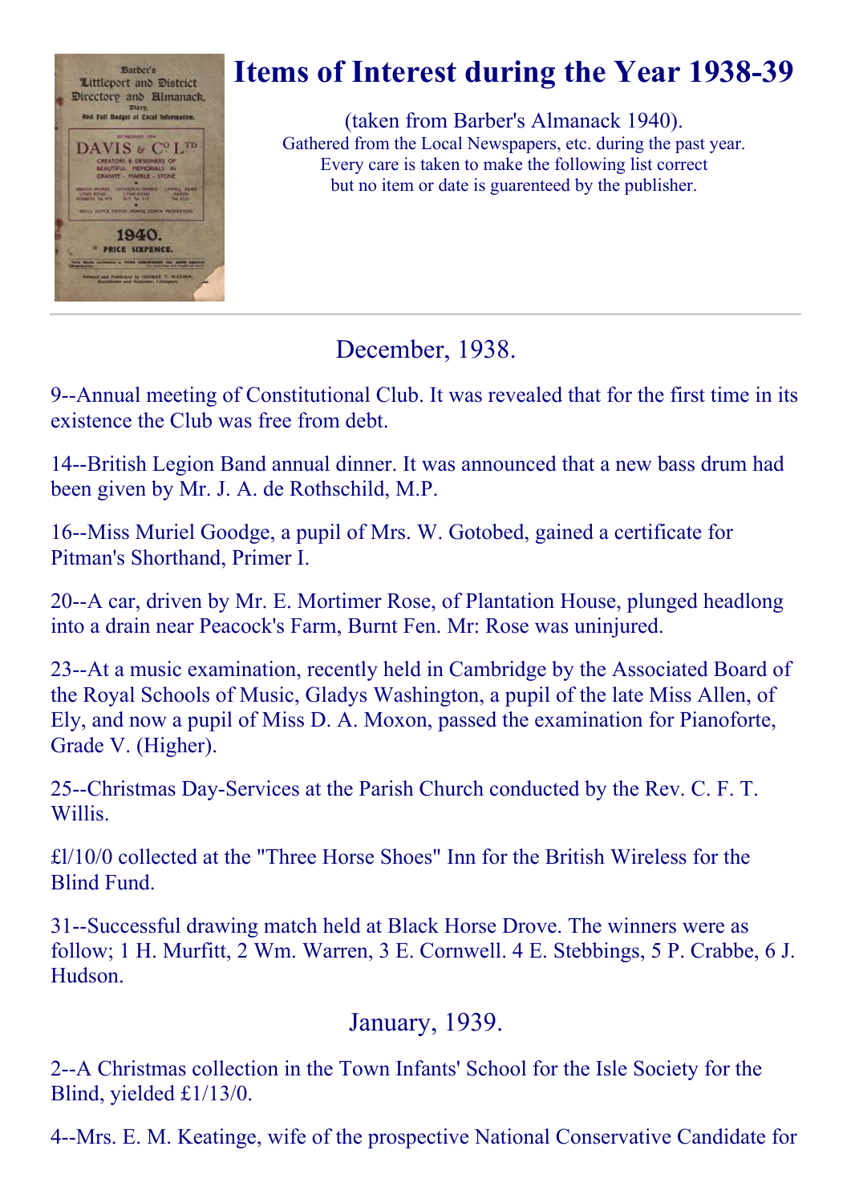# Items of Interest during the Year 1938-39

(taken from Barber's Almanack 1940).
Gathered from the Local Newspapers, etc. during the past year.
Every care is taken to make the following list correct
but no item or date is guarenteed by the publisher.

---

## December, 1938.

9--Annual meeting of Constitutional Club. It was revealed that for the first time in its existence the Club was free from debt.

14--British Legion Band annual dinner. It was announced that a new bass drum had been given by Mr. J. A. de Rothschild, M.P.

16--Miss Muriel Goodge, a pupil of Mrs. W. Gotobed, gained a certificate for Pitman's Shorthand, Primer I.

20--A car, driven by Mr. E. Mortimer Rose, of Plantation House, plunged headlong into a drain near Peacock's Farm, Burnt Fen. Mr: Rose was uninjured.

23--At a music examination, recently held in Cambridge by the Associated Board of the Royal Schools of Music, Gladys Washington, a pupil of the late Miss Allen, of Ely, and now a pupil of Miss D. A. Moxon, passed the examination for Pianoforte, Grade V. (Higher).

25--Christmas Day-Services at the Parish Church conducted by the Rev. C. F. T. Willis.

£l/10/0 collected at the "Three Horse Shoes" Inn for the British Wireless for the Blind Fund.

31--Successful drawing match held at Black Horse Drove. The winners were as follow; 1 H. Murfitt, 2 Wm. Warren, 3 E. Cornwell. 4 E. Stebbings, 5 P. Crabbe, 6 J. Hudson.

## January, 1939.

2--A Christmas collection in the Town Infants' School for the Isle Society for the Blind, yielded £1/13/0.

4--Mrs. E. M. Keatinge, wife of the prospective National Conservative Candidate for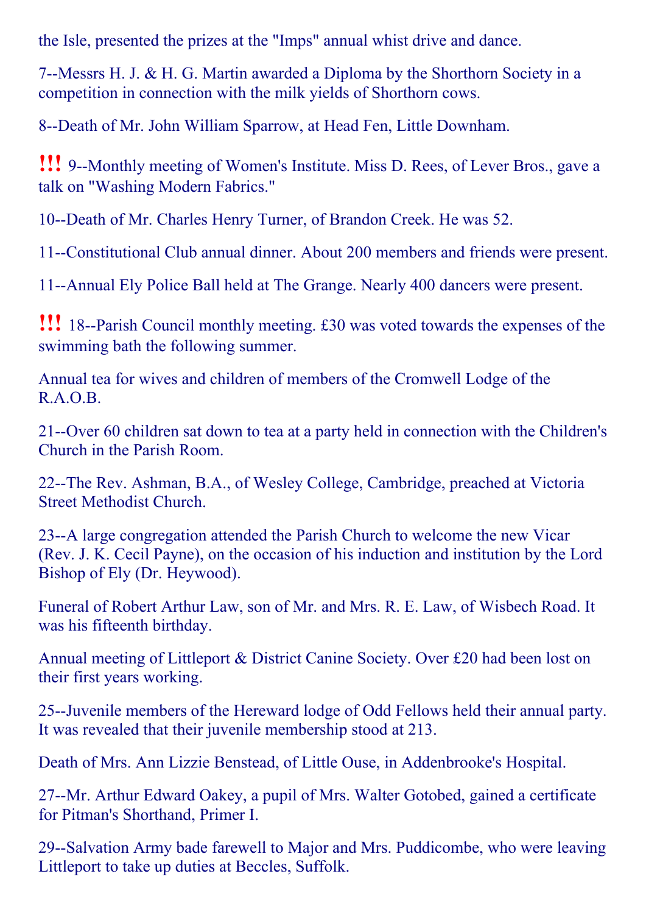the Isle, presented the prizes at the "Imps" annual whist drive and dance.

7--Messrs H. J. & H. G. Martin awarded a Diploma by the Shorthorn Society in a competition in connection with the milk yields of Shorthorn cows.

8--Death of Mr. John William Sparrow, at Head Fen, Little Downham.

!!! 9--Monthly meeting of Women's Institute. Miss D. Rees, of Lever Bros., gave a talk on "Washing Modern Fabrics."

10--Death of Mr. Charles Henry Turner, of Brandon Creek. He was 52.

11--Constitutional Club annual dinner. About 200 members and friends were present.

11--Annual Ely Police Ball held at The Grange. Nearly 400 dancers were present.

!!! 18--Parish Council monthly meeting. £30 was voted towards the expenses of the swimming bath the following summer.

Annual tea for wives and children of members of the Cromwell Lodge of the R.A.O.B.

21--Over 60 children sat down to tea at a party held in connection with the Children's Church in the Parish Room.

22--The Rev. Ashman, B.A., of Wesley College, Cambridge, preached at Victoria Street Methodist Church.

23--A large congregation attended the Parish Church to welcome the new Vicar (Rev. J. K. Cecil Payne), on the occasion of his induction and institution by the Lord Bishop of Ely (Dr. Heywood).

Funeral of Robert Arthur Law, son of Mr. and Mrs. R. E. Law, of Wisbech Road. It was his fifteenth birthday.

Annual meeting of Littleport & District Canine Society. Over £20 had been lost on their first years working.

25--Juvenile members of the Hereward lodge of Odd Fellows held their annual party. It was revealed that their juvenile membership stood at 213.

Death of Mrs. Ann Lizzie Benstead, of Little Ouse, in Addenbrooke's Hospital.

27--Mr. Arthur Edward Oakey, a pupil of Mrs. Walter Gotobed, gained a certificate for Pitman's Shorthand, Primer I.

29--Salvation Army bade farewell to Major and Mrs. Puddicombe, who were leaving Littleport to take up duties at Beccles, Suffolk.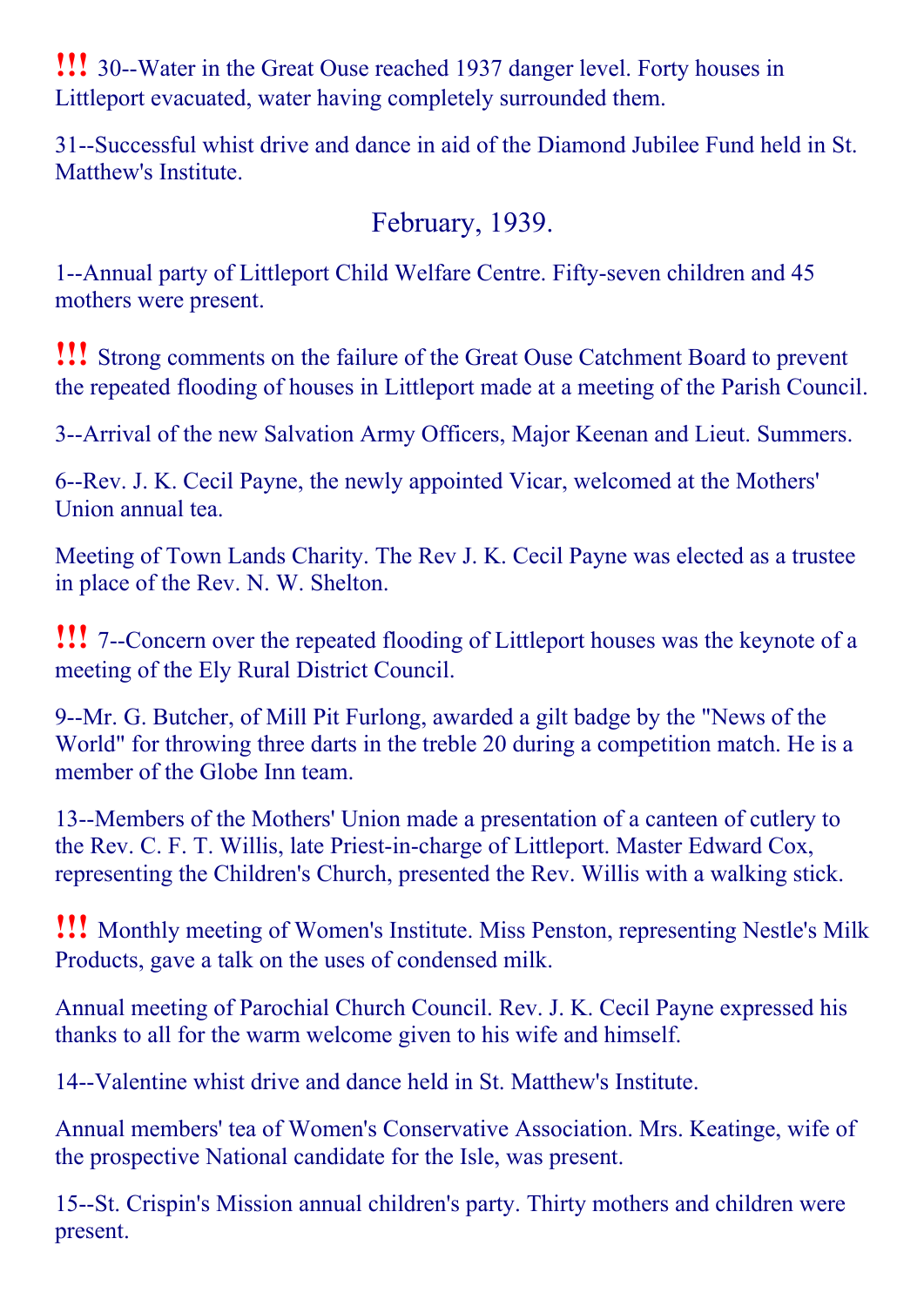**!!!** 30--Water in the Great Ouse reached 1937 danger level. Forty houses in Littleport evacuated, water having completely surrounded them.

31--Successful whist drive and dance in aid of the Diamond Jubilee Fund held in St. Matthew's Institute.

## February, 1939.

1--Annual party of Littleport Child Welfare Centre. Fifty-seven children and 45 mothers were present.

**!!!** Strong comments on the failure of the Great Ouse Catchment Board to prevent the repeated flooding of houses in Littleport made at a meeting of the Parish Council.

3--Arrival of the new Salvation Army Officers, Major Keenan and Lieut. Summers.

6--Rev. J. K. Cecil Payne, the newly appointed Vicar, welcomed at the Mothers' Union annual tea.

Meeting of Town Lands Charity. The Rev J. K. Cecil Payne was elected as a trustee in place of the Rev. N. W. Shelton.

**!!!** 7--Concern over the repeated flooding of Littleport houses was the keynote of a meeting of the Ely Rural District Council.

9--Mr. G. Butcher, of Mill Pit Furlong, awarded a gilt badge by the "News of the World" for throwing three darts in the treble 20 during a competition match. He is a member of the Globe Inn team.

13--Members of the Mothers' Union made a presentation of a canteen of cutlery to the Rev. C. F. T. Willis, late Priest-in-charge of Littleport. Master Edward Cox, representing the Children's Church, presented the Rev. Willis with a walking stick.

**!!!** Monthly meeting of Women's Institute. Miss Penston, representing Nestle's Milk Products, gave a talk on the uses of condensed milk.

Annual meeting of Parochial Church Council. Rev. J. K. Cecil Payne expressed his thanks to all for the warm welcome given to his wife and himself.

14--Valentine whist drive and dance held in St. Matthew's Institute.

Annual members' tea of Women's Conservative Association. Mrs. Keatinge, wife of the prospective National candidate for the Isle, was present.

15--St. Crispin's Mission annual children's party. Thirty mothers and children were present.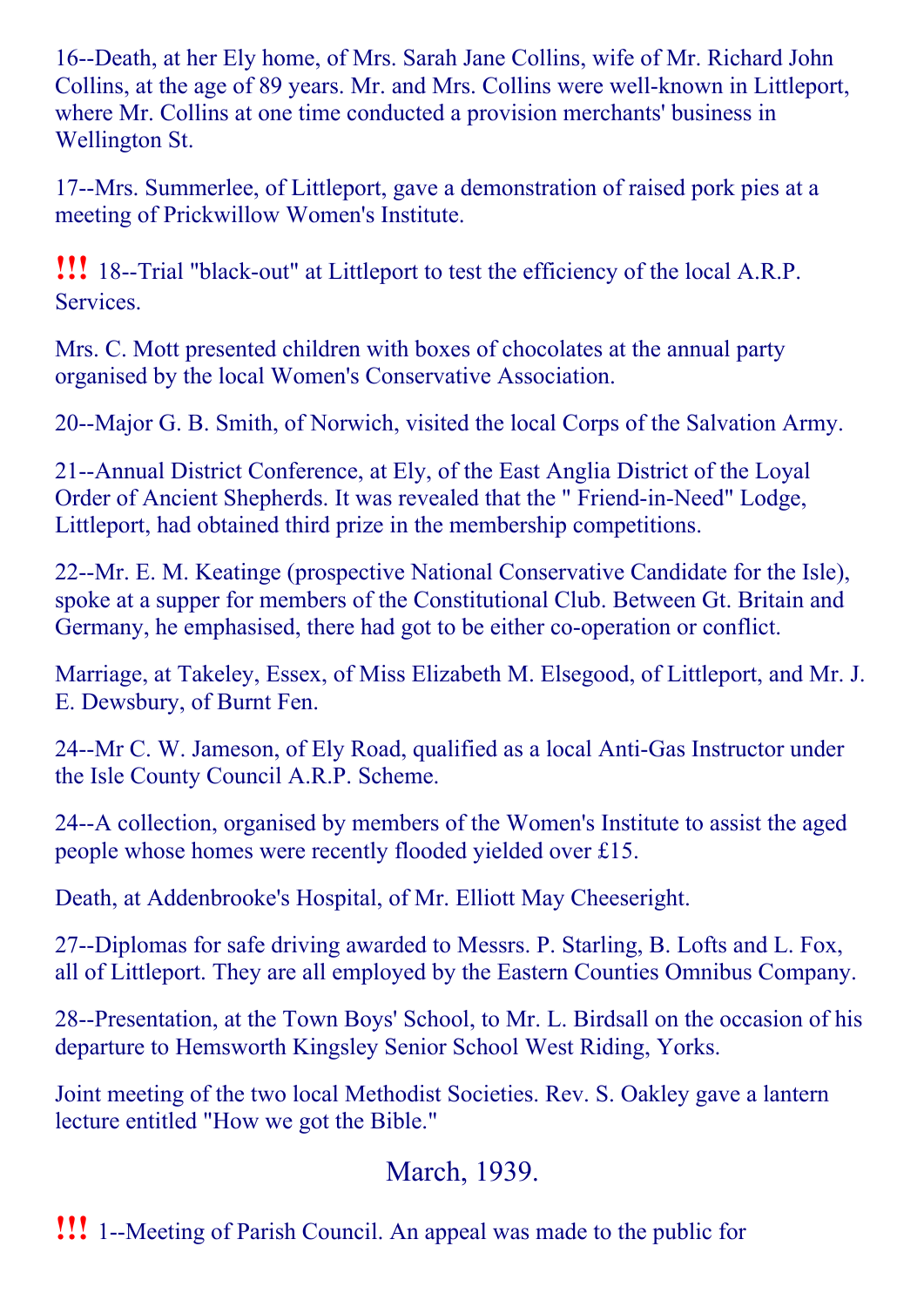16--Death, at her Ely home, of Mrs. Sarah Jane Collins, wife of Mr. Richard John Collins, at the age of 89 years. Mr. and Mrs. Collins were well-known in Littleport, where Mr. Collins at one time conducted a provision merchants' business in Wellington St.

17--Mrs. Summerlee, of Littleport, gave a demonstration of raised pork pies at a meeting of Prickwillow Women's Institute.

!!! 18--Trial "black-out" at Littleport to test the efficiency of the local A.R.P. Services.

Mrs. C. Mott presented children with boxes of chocolates at the annual party organised by the local Women's Conservative Association.

20--Major G. B. Smith, of Norwich, visited the local Corps of the Salvation Army.

21--Annual District Conference, at Ely, of the East Anglia District of the Loyal Order of Ancient Shepherds. It was revealed that the " Friend-in-Need" Lodge, Littleport, had obtained third prize in the membership competitions.

22--Mr. E. M. Keatinge (prospective National Conservative Candidate for the Isle), spoke at a supper for members of the Constitutional Club. Between Gt. Britain and Germany, he emphasised, there had got to be either co-operation or conflict.

Marriage, at Takeley, Essex, of Miss Elizabeth M. Elsegood, of Littleport, and Mr. J. E. Dewsbury, of Burnt Fen.

24--Mr C. W. Jameson, of Ely Road, qualified as a local Anti-Gas Instructor under the Isle County Council A.R.P. Scheme.

24--A collection, organised by members of the Women's Institute to assist the aged people whose homes were recently flooded yielded over £15.

Death, at Addenbrooke's Hospital, of Mr. Elliott May Cheeseright.

27--Diplomas for safe driving awarded to Messrs. P. Starling, B. Lofts and L. Fox, all of Littleport. They are all employed by the Eastern Counties Omnibus Company.

28--Presentation, at the Town Boys' School, to Mr. L. Birdsall on the occasion of his departure to Hemsworth Kingsley Senior School West Riding, Yorks.

Joint meeting of the two local Methodist Societies. Rev. S. Oakley gave a lantern lecture entitled "How we got the Bible."

## March, 1939.

!!! 1--Meeting of Parish Council. An appeal was made to the public for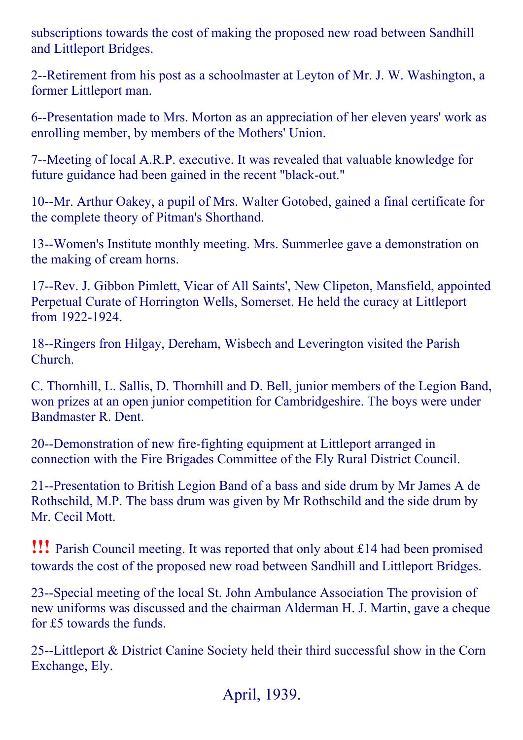subscriptions towards the cost of making the proposed new road between Sandhill and Littleport Bridges.

2--Retirement from his post as a schoolmaster at Leyton of Mr. J. W. Washington, a former Littleport man.

6--Presentation made to Mrs. Morton as an appreciation of her eleven years' work as enrolling member, by members of the Mothers' Union.

7--Meeting of local A.R.P. executive. It was revealed that valuable knowledge for future guidance had been gained in the recent "black-out."

10--Mr. Arthur Oakey, a pupil of Mrs. Walter Gotobed, gained a final certificate for the complete theory of Pitman's Shorthand.

13--Women's Institute monthly meeting. Mrs. Summerlee gave a demonstration on the making of cream horns.

17--Rev. J. Gibbon Pimlett, Vicar of All Saints', New Clipeton, Mansfield, appointed Perpetual Curate of Horrington Wells, Somerset. He held the curacy at Littleport from 1922-1924.

18--Ringers fron Hilgay, Dereham, Wisbech and Leverington visited the Parish Church.

C. Thornhill, L. Sallis, D. Thornhill and D. Bell, junior members of the Legion Band, won prizes at an open junior competition for Cambridgeshire. The boys were under Bandmaster R. Dent.

20--Demonstration of new fire-fighting equipment at Littleport arranged in connection with the Fire Brigades Committee of the Ely Rural District Council.

21--Presentation to British Legion Band of a bass and side drum by Mr James A de Rothschild, M.P. The bass drum was given by Mr Rothschild and the side drum by Mr. Cecil Mott.

**!!!** Parish Council meeting. It was reported that only about £14 had been promised towards the cost of the proposed new road between Sandhill and Littleport Bridges.

23--Special meeting of the local St. John Ambulance Association The provision of new uniforms was discussed and the chairman Alderman H. J. Martin, gave a cheque for £5 towards the funds.

25--Littleport & District Canine Society held their third successful show in the Corn Exchange, Ely.

## April, 1939.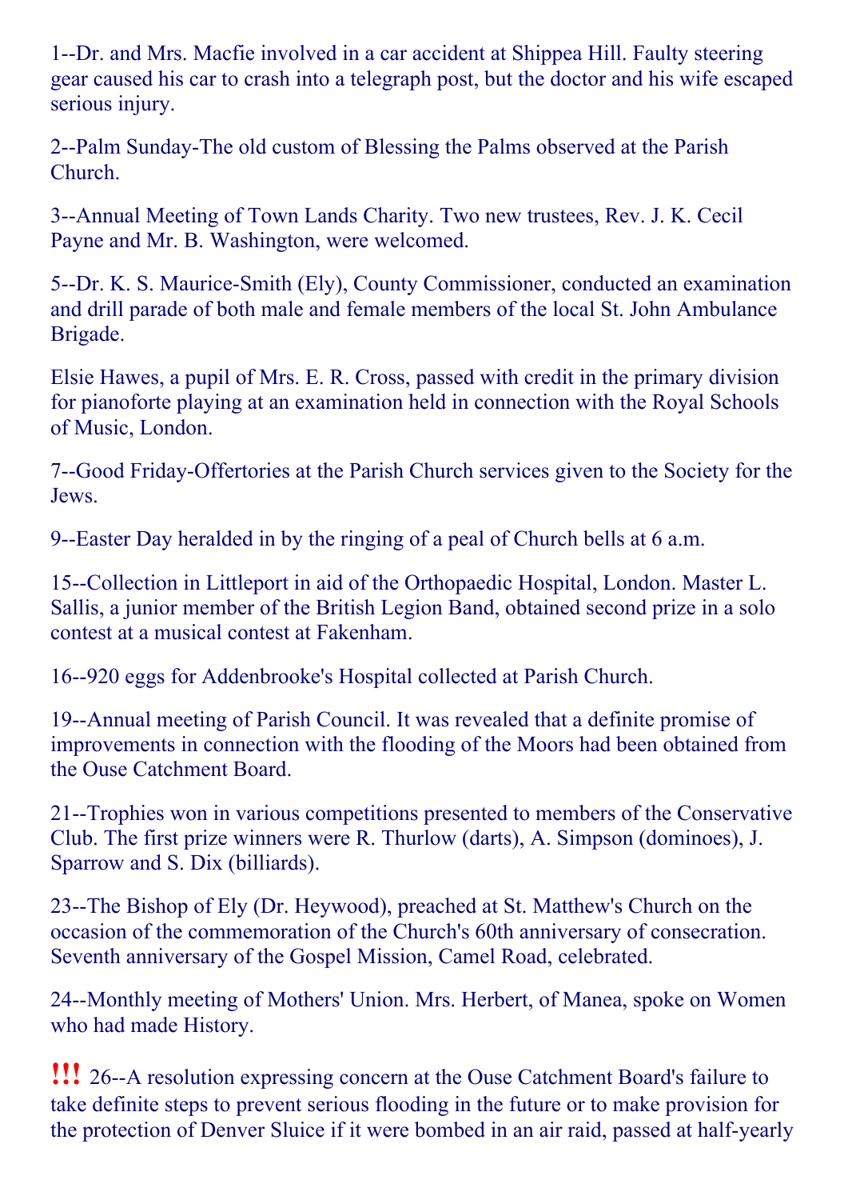1--Dr. and Mrs. Macfie involved in a car accident at Shippea Hill. Faulty steering gear caused his car to crash into a telegraph post, but the doctor and his wife escaped serious injury.

2--Palm Sunday-The old custom of Blessing the Palms observed at the Parish Church.

3--Annual Meeting of Town Lands Charity. Two new trustees, Rev. J. K. Cecil Payne and Mr. B. Washington, were welcomed.

5--Dr. K. S. Maurice-Smith (Ely), County Commissioner, conducted an examination and drill parade of both male and female members of the local St. John Ambulance Brigade.

Elsie Hawes, a pupil of Mrs. E. R. Cross, passed with credit in the primary division for pianoforte playing at an examination held in connection with the Royal Schools of Music, London.

7--Good Friday-Offertories at the Parish Church services given to the Society for the Jews.

9--Easter Day heralded in by the ringing of a peal of Church bells at 6 a.m.

15--Collection in Littleport in aid of the Orthopaedic Hospital, London. Master L. Sallis, a junior member of the British Legion Band, obtained second prize in a solo contest at a musical contest at Fakenham.

16--920 eggs for Addenbrooke's Hospital collected at Parish Church.

19--Annual meeting of Parish Council. It was revealed that a definite promise of improvements in connection with the flooding of the Moors had been obtained from the Ouse Catchment Board.

21--Trophies won in various competitions presented to members of the Conservative Club. The first prize winners were R. Thurlow (darts), A. Simpson (dominoes), J. Sparrow and S. Dix (billiards).

23--The Bishop of Ely (Dr. Heywood), preached at St. Matthew's Church on the occasion of the commemoration of the Church's 60th anniversary of consecration. Seventh anniversary of the Gospel Mission, Camel Road, celebrated.

24--Monthly meeting of Mothers' Union. Mrs. Herbert, of Manea, spoke on Women who had made History.

!!! 26--A resolution expressing concern at the Ouse Catchment Board's failure to take definite steps to prevent serious flooding in the future or to make provision for the protection of Denver Sluice if it were bombed in an air raid, passed at half-yearly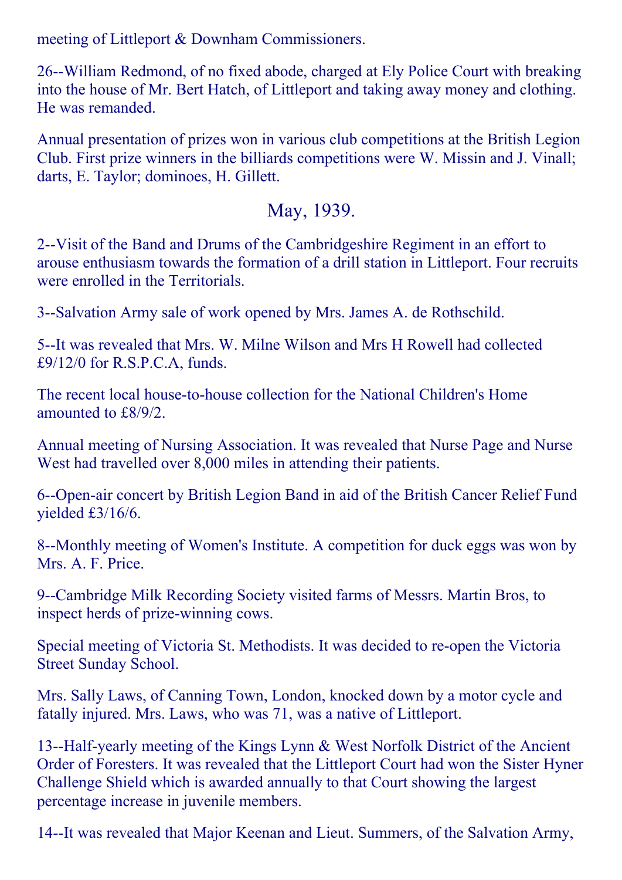meeting of Littleport & Downham Commissioners.

26--William Redmond, of no fixed abode, charged at Ely Police Court with breaking into the house of Mr. Bert Hatch, of Littleport and taking away money and clothing. He was remanded.

Annual presentation of prizes won in various club competitions at the British Legion Club. First prize winners in the billiards competitions were W. Missin and J. Vinall; darts, E. Taylor; dominoes, H. Gillett.

## May, 1939.

2--Visit of the Band and Drums of the Cambridgeshire Regiment in an effort to arouse enthusiasm towards the formation of a drill station in Littleport. Four recruits were enrolled in the Territorials.

3--Salvation Army sale of work opened by Mrs. James A. de Rothschild.

5--It was revealed that Mrs. W. Milne Wilson and Mrs H Rowell had collected £9/12/0 for R.S.P.C.A, funds.

The recent local house-to-house collection for the National Children's Home amounted to £8/9/2.

Annual meeting of Nursing Association. It was revealed that Nurse Page and Nurse West had travelled over 8,000 miles in attending their patients.

6--Open-air concert by British Legion Band in aid of the British Cancer Relief Fund yielded £3/16/6.

8--Monthly meeting of Women's Institute. A competition for duck eggs was won by Mrs. A. F. Price.

9--Cambridge Milk Recording Society visited farms of Messrs. Martin Bros, to inspect herds of prize-winning cows.

Special meeting of Victoria St. Methodists. It was decided to re-open the Victoria Street Sunday School.

Mrs. Sally Laws, of Canning Town, London, knocked down by a motor cycle and fatally injured. Mrs. Laws, who was 71, was a native of Littleport.

13--Half-yearly meeting of the Kings Lynn & West Norfolk District of the Ancient Order of Foresters. It was revealed that the Littleport Court had won the Sister Hyner Challenge Shield which is awarded annually to that Court showing the largest percentage increase in juvenile members.

14--It was revealed that Major Keenan and Lieut. Summers, of the Salvation Army,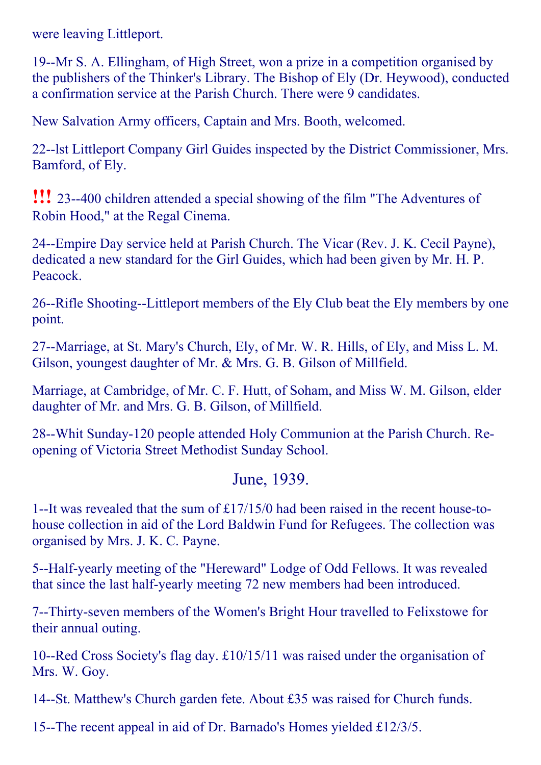were leaving Littleport.

19--Mr S. A. Ellingham, of High Street, won a prize in a competition organised by the publishers of the Thinker's Library. The Bishop of Ely (Dr. Heywood), conducted a confirmation service at the Parish Church. There were 9 candidates.

New Salvation Army officers, Captain and Mrs. Booth, welcomed.

22--lst Littleport Company Girl Guides inspected by the District Commissioner, Mrs. Bamford, of Ely.

**!!!** 23--400 children attended a special showing of the film "The Adventures of Robin Hood," at the Regal Cinema.

24--Empire Day service held at Parish Church. The Vicar (Rev. J. K. Cecil Payne), dedicated a new standard for the Girl Guides, which had been given by Mr. H. P. Peacock.

26--Rifle Shooting--Littleport members of the Ely Club beat the Ely members by one point.

27--Marriage, at St. Mary's Church, Ely, of Mr. W. R. Hills, of Ely, and Miss L. M. Gilson, youngest daughter of Mr. & Mrs. G. B. Gilson of Millfield.

Marriage, at Cambridge, of Mr. C. F. Hutt, of Soham, and Miss W. M. Gilson, elder daughter of Mr. and Mrs. G. B. Gilson, of Millfield.

28--Whit Sunday-120 people attended Holy Communion at the Parish Church. Re-opening of Victoria Street Methodist Sunday School.

## June, 1939.

1--It was revealed that the sum of £17/15/0 had been raised in the recent house-to-house collection in aid of the Lord Baldwin Fund for Refugees. The collection was organised by Mrs. J. K. C. Payne.

5--Half-yearly meeting of the "Hereward" Lodge of Odd Fellows. It was revealed that since the last half-yearly meeting 72 new members had been introduced.

7--Thirty-seven members of the Women's Bright Hour travelled to Felixstowe for their annual outing.

10--Red Cross Society's flag day. £10/15/11 was raised under the organisation of Mrs. W. Goy.

14--St. Matthew's Church garden fete. About £35 was raised for Church funds.

15--The recent appeal in aid of Dr. Barnado's Homes yielded £12/3/5.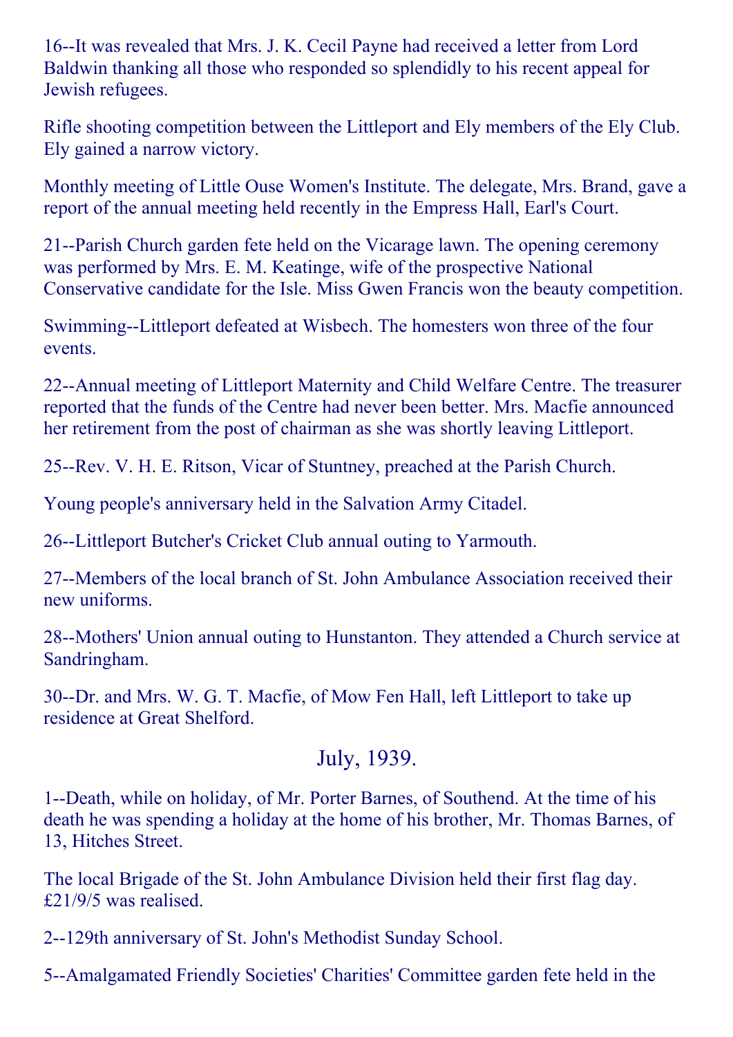16--It was revealed that Mrs. J. K. Cecil Payne had received a letter from Lord Baldwin thanking all those who responded so splendidly to his recent appeal for Jewish refugees.

Rifle shooting competition between the Littleport and Ely members of the Ely Club. Ely gained a narrow victory.

Monthly meeting of Little Ouse Women's Institute. The delegate, Mrs. Brand, gave a report of the annual meeting held recently in the Empress Hall, Earl's Court.

21--Parish Church garden fete held on the Vicarage lawn. The opening ceremony was performed by Mrs. E. M. Keatinge, wife of the prospective National Conservative candidate for the Isle. Miss Gwen Francis won the beauty competition.

Swimming--Littleport defeated at Wisbech. The homesters won three of the four events.

22--Annual meeting of Littleport Maternity and Child Welfare Centre. The treasurer reported that the funds of the Centre had never been better. Mrs. Macfie announced her retirement from the post of chairman as she was shortly leaving Littleport.

25--Rev. V. H. E. Ritson, Vicar of Stuntney, preached at the Parish Church.

Young people's anniversary held in the Salvation Army Citadel.

26--Littleport Butcher's Cricket Club annual outing to Yarmouth.

27--Members of the local branch of St. John Ambulance Association received their new uniforms.

28--Mothers' Union annual outing to Hunstanton. They attended a Church service at Sandringham.

30--Dr. and Mrs. W. G. T. Macfie, of Mow Fen Hall, left Littleport to take up residence at Great Shelford.

## July, 1939.

1--Death, while on holiday, of Mr. Porter Barnes, of Southend. At the time of his death he was spending a holiday at the home of his brother, Mr. Thomas Barnes, of 13, Hitches Street.

The local Brigade of the St. John Ambulance Division held their first flag day. £21/9/5 was realised.

2--129th anniversary of St. John's Methodist Sunday School.

5--Amalgamated Friendly Societies' Charities' Committee garden fete held in the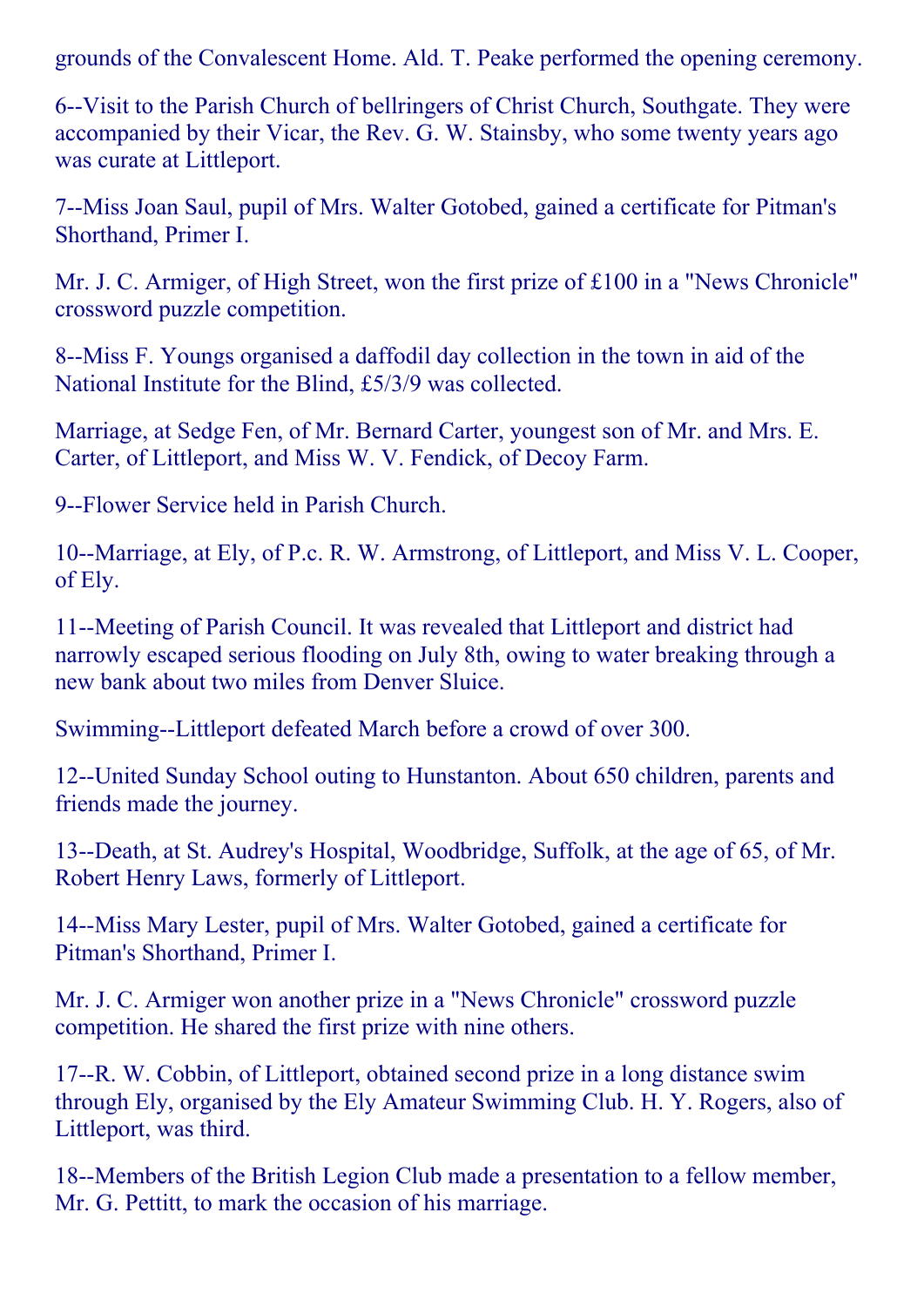grounds of the Convalescent Home. Ald. T. Peake performed the opening ceremony.

6--Visit to the Parish Church of bellringers of Christ Church, Southgate. They were accompanied by their Vicar, the Rev. G. W. Stainsby, who some twenty years ago was curate at Littleport.

7--Miss Joan Saul, pupil of Mrs. Walter Gotobed, gained a certificate for Pitman's Shorthand, Primer I.

Mr. J. C. Armiger, of High Street, won the first prize of £100 in a "News Chronicle" crossword puzzle competition.

8--Miss F. Youngs organised a daffodil day collection in the town in aid of the National Institute for the Blind, £5/3/9 was collected.

Marriage, at Sedge Fen, of Mr. Bernard Carter, youngest son of Mr. and Mrs. E. Carter, of Littleport, and Miss W. V. Fendick, of Decoy Farm.

9--Flower Service held in Parish Church.

10--Marriage, at Ely, of P.c. R. W. Armstrong, of Littleport, and Miss V. L. Cooper, of Ely.

11--Meeting of Parish Council. It was revealed that Littleport and district had narrowly escaped serious flooding on July 8th, owing to water breaking through a new bank about two miles from Denver Sluice.

Swimming--Littleport defeated March before a crowd of over 300.

12--United Sunday School outing to Hunstanton. About 650 children, parents and friends made the journey.

13--Death, at St. Audrey's Hospital, Woodbridge, Suffolk, at the age of 65, of Mr. Robert Henry Laws, formerly of Littleport.

14--Miss Mary Lester, pupil of Mrs. Walter Gotobed, gained a certificate for Pitman's Shorthand, Primer I.

Mr. J. C. Armiger won another prize in a "News Chronicle" crossword puzzle competition. He shared the first prize with nine others.

17--R. W. Cobbin, of Littleport, obtained second prize in a long distance swim through Ely, organised by the Ely Amateur Swimming Club. H. Y. Rogers, also of Littleport, was third.

18--Members of the British Legion Club made a presentation to a fellow member, Mr. G. Pettitt, to mark the occasion of his marriage.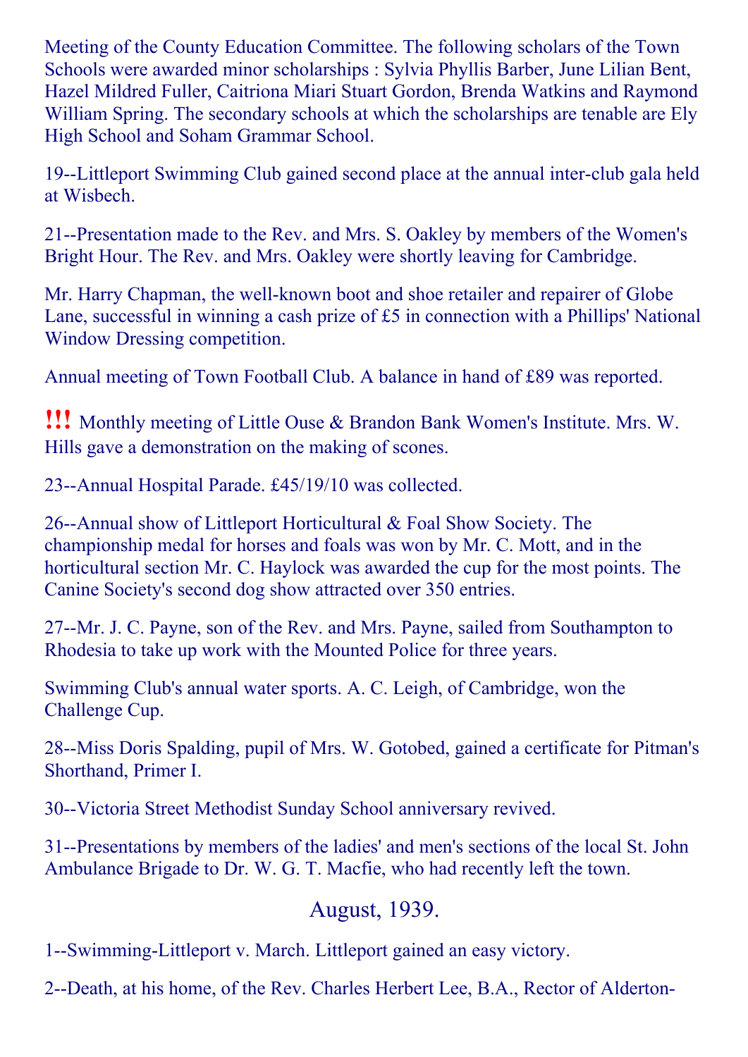Meeting of the County Education Committee. The following scholars of the Town Schools were awarded minor scholarships : Sylvia Phyllis Barber, June Lilian Bent, Hazel Mildred Fuller, Caitriona Miari Stuart Gordon, Brenda Watkins and Raymond William Spring. The secondary schools at which the scholarships are tenable are Ely High School and Soham Grammar School.

19--Littleport Swimming Club gained second place at the annual inter-club gala held at Wisbech.

21--Presentation made to the Rev. and Mrs. S. Oakley by members of the Women's Bright Hour. The Rev. and Mrs. Oakley were shortly leaving for Cambridge.

Mr. Harry Chapman, the well-known boot and shoe retailer and repairer of Globe Lane, successful in winning a cash prize of £5 in connection with a Phillips' National Window Dressing competition.

Annual meeting of Town Football Club. A balance in hand of £89 was reported.

!!! Monthly meeting of Little Ouse & Brandon Bank Women's Institute. Mrs. W. Hills gave a demonstration on the making of scones.

23--Annual Hospital Parade. £45/19/10 was collected.

26--Annual show of Littleport Horticultural & Foal Show Society. The championship medal for horses and foals was won by Mr. C. Mott, and in the horticultural section Mr. C. Haylock was awarded the cup for the most points. The Canine Society's second dog show attracted over 350 entries.

27--Mr. J. C. Payne, son of the Rev. and Mrs. Payne, sailed from Southampton to Rhodesia to take up work with the Mounted Police for three years.

Swimming Club's annual water sports. A. C. Leigh, of Cambridge, won the Challenge Cup.

28--Miss Doris Spalding, pupil of Mrs. W. Gotobed, gained a certificate for Pitman's Shorthand, Primer I.

30--Victoria Street Methodist Sunday School anniversary revived.

31--Presentations by members of the ladies' and men's sections of the local St. John Ambulance Brigade to Dr. W. G. T. Macfie, who had recently left the town.

## August, 1939.

1--Swimming-Littleport v. March. Littleport gained an easy victory.

2--Death, at his home, of the Rev. Charles Herbert Lee, B.A., Rector of Alderton-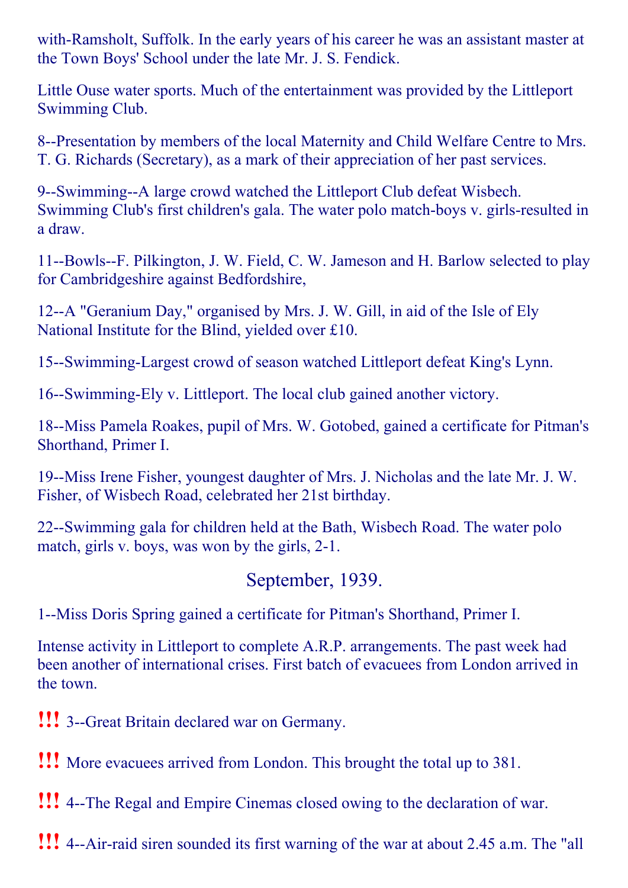with-Ramsholt, Suffolk. In the early years of his career he was an assistant master at the Town Boys' School under the late Mr. J. S. Fendick.

Little Ouse water sports. Much of the entertainment was provided by the Littleport Swimming Club.

8--Presentation by members of the local Maternity and Child Welfare Centre to Mrs. T. G. Richards (Secretary), as a mark of their appreciation of her past services.

9--Swimming--A large crowd watched the Littleport Club defeat Wisbech. Swimming Club's first children's gala. The water polo match-boys v. girls-resulted in a draw.

11--Bowls--F. Pilkington, J. W. Field, C. W. Jameson and H. Barlow selected to play for Cambridgeshire against Bedfordshire,

12--A "Geranium Day," organised by Mrs. J. W. Gill, in aid of the Isle of Ely National Institute for the Blind, yielded over £10.

15--Swimming-Largest crowd of season watched Littleport defeat King's Lynn.

16--Swimming-Ely v. Littleport. The local club gained another victory.

18--Miss Pamela Roakes, pupil of Mrs. W. Gotobed, gained a certificate for Pitman's Shorthand, Primer I.

19--Miss Irene Fisher, youngest daughter of Mrs. J. Nicholas and the late Mr. J. W. Fisher, of Wisbech Road, celebrated her 21st birthday.

22--Swimming gala for children held at the Bath, Wisbech Road. The water polo match, girls v. boys, was won by the girls, 2-1.

## September, 1939.

1--Miss Doris Spring gained a certificate for Pitman's Shorthand, Primer I.

Intense activity in Littleport to complete A.R.P. arrangements. The past week had been another of international crises. First batch of evacuees from London arrived in the town.

!!! 3--Great Britain declared war on Germany.

!!! More evacuees arrived from London. This brought the total up to 381.

!!! 4--The Regal and Empire Cinemas closed owing to the declaration of war.

!!! 4--Air-raid siren sounded its first warning of the war at about 2.45 a.m. The "all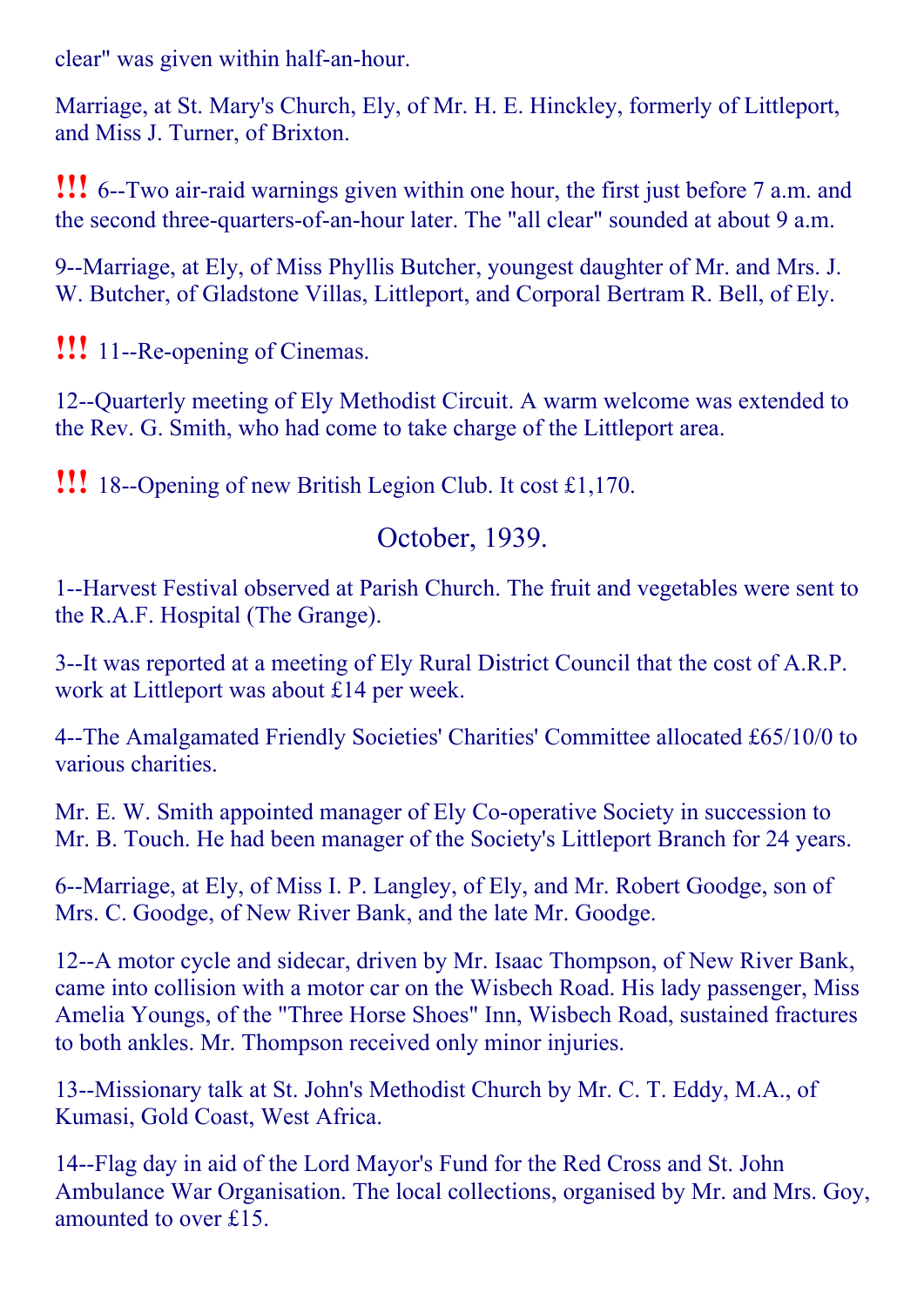clear" was given within half-an-hour.

Marriage, at St. Mary's Church, Ely, of Mr. H. E. Hinckley, formerly of Littleport, and Miss J. Turner, of Brixton.

!!! 6--Two air-raid warnings given within one hour, the first just before 7 a.m. and the second three-quarters-of-an-hour later. The "all clear" sounded at about 9 a.m.

9--Marriage, at Ely, of Miss Phyllis Butcher, youngest daughter of Mr. and Mrs. J. W. Butcher, of Gladstone Villas, Littleport, and Corporal Bertram R. Bell, of Ely.

!!! 11--Re-opening of Cinemas.

12--Quarterly meeting of Ely Methodist Circuit. A warm welcome was extended to the Rev. G. Smith, who had come to take charge of the Littleport area.

!!! 18--Opening of new British Legion Club. It cost £1,170.

## October, 1939.

1--Harvest Festival observed at Parish Church. The fruit and vegetables were sent to the R.A.F. Hospital (The Grange).

3--It was reported at a meeting of Ely Rural District Council that the cost of A.R.P. work at Littleport was about £14 per week.

4--The Amalgamated Friendly Societies' Charities' Committee allocated £65/10/0 to various charities.

Mr. E. W. Smith appointed manager of Ely Co-operative Society in succession to Mr. B. Touch. He had been manager of the Society's Littleport Branch for 24 years.

6--Marriage, at Ely, of Miss I. P. Langley, of Ely, and Mr. Robert Goodge, son of Mrs. C. Goodge, of New River Bank, and the late Mr. Goodge.

12--A motor cycle and sidecar, driven by Mr. Isaac Thompson, of New River Bank, came into collision with a motor car on the Wisbech Road. His lady passenger, Miss Amelia Youngs, of the "Three Horse Shoes" Inn, Wisbech Road, sustained fractures to both ankles. Mr. Thompson received only minor injuries.

13--Missionary talk at St. John's Methodist Church by Mr. C. T. Eddy, M.A., of Kumasi, Gold Coast, West Africa.

14--Flag day in aid of the Lord Mayor's Fund for the Red Cross and St. John Ambulance War Organisation. The local collections, organised by Mr. and Mrs. Goy, amounted to over £15.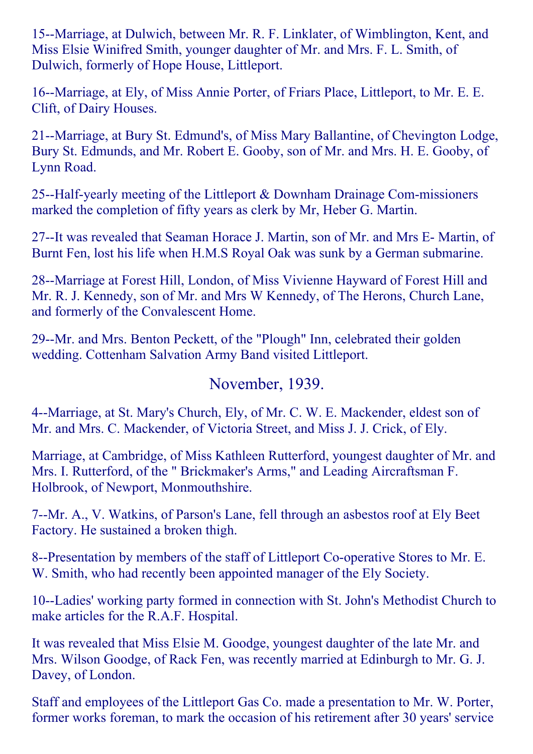15--Marriage, at Dulwich, between Mr. R. F. Linklater, of Wimblington, Kent, and Miss Elsie Winifred Smith, younger daughter of Mr. and Mrs. F. L. Smith, of Dulwich, formerly of Hope House, Littleport.

16--Marriage, at Ely, of Miss Annie Porter, of Friars Place, Littleport, to Mr. E. E. Clift, of Dairy Houses.

21--Marriage, at Bury St. Edmund's, of Miss Mary Ballantine, of Chevington Lodge, Bury St. Edmunds, and Mr. Robert E. Gooby, son of Mr. and Mrs. H. E. Gooby, of Lynn Road.

25--Half-yearly meeting of the Littleport & Downham Drainage Com-missioners marked the completion of fifty years as clerk by Mr, Heber G. Martin.

27--It was revealed that Seaman Horace J. Martin, son of Mr. and Mrs E- Martin, of Burnt Fen, lost his life when H.M.S Royal Oak was sunk by a German submarine.

28--Marriage at Forest Hill, London, of Miss Vivienne Hayward of Forest Hill and Mr. R. J. Kennedy, son of Mr. and Mrs W Kennedy, of The Herons, Church Lane, and formerly of the Convalescent Home.

29--Mr. and Mrs. Benton Peckett, of the "Plough" Inn, celebrated their golden wedding. Cottenham Salvation Army Band visited Littleport.

## November, 1939.

4--Marriage, at St. Mary's Church, Ely, of Mr. C. W. E. Mackender, eldest son of Mr. and Mrs. C. Mackender, of Victoria Street, and Miss J. J. Crick, of Ely.

Marriage, at Cambridge, of Miss Kathleen Rutterford, youngest daughter of Mr. and Mrs. I. Rutterford, of the " Brickmaker's Arms," and Leading Aircraftsman F. Holbrook, of Newport, Monmouthshire.

7--Mr. A., V. Watkins, of Parson's Lane, fell through an asbestos roof at Ely Beet Factory. He sustained a broken thigh.

8--Presentation by members of the staff of Littleport Co-operative Stores to Mr. E. W. Smith, who had recently been appointed manager of the Ely Society.

10--Ladies' working party formed in connection with St. John's Methodist Church to make articles for the R.A.F. Hospital.

It was revealed that Miss Elsie M. Goodge, youngest daughter of the late Mr. and Mrs. Wilson Goodge, of Rack Fen, was recently married at Edinburgh to Mr. G. J. Davey, of London.

Staff and employees of the Littleport Gas Co. made a presentation to Mr. W. Porter, former works foreman, to mark the occasion of his retirement after 30 years' service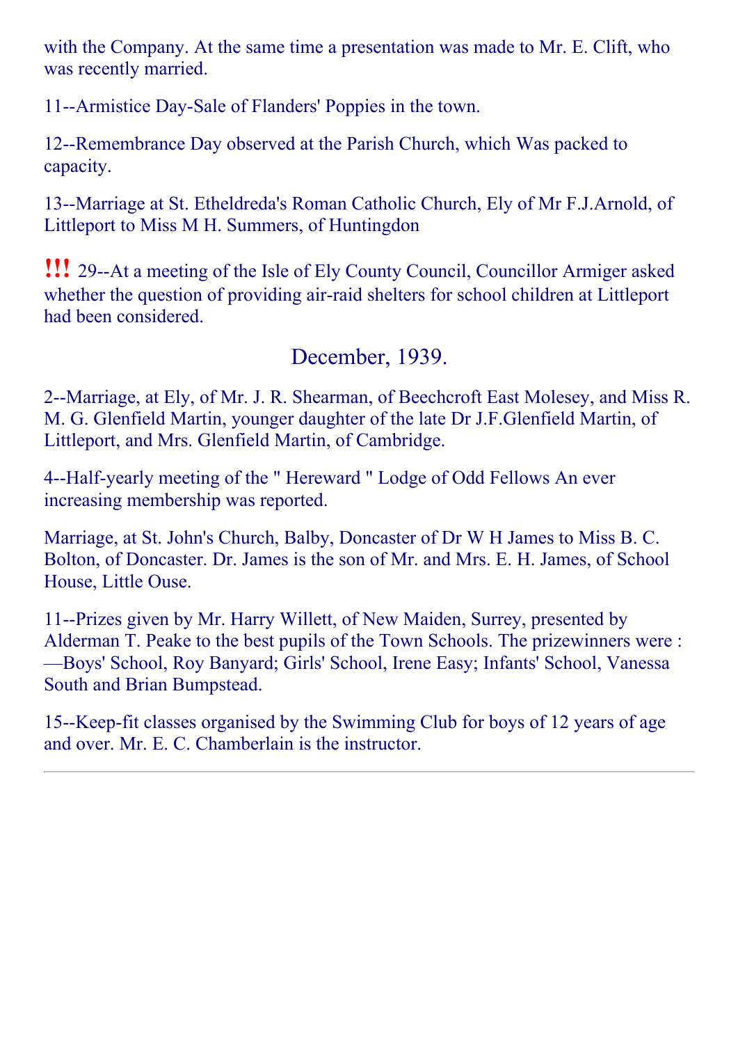with the Company. At the same time a presentation was made to Mr. E. Clift, who was recently married.

11--Armistice Day-Sale of Flanders' Poppies in the town.

12--Remembrance Day observed at the Parish Church, which Was packed to capacity.

13--Marriage at St. Etheldreda's Roman Catholic Church, Ely of Mr F.J.Arnold, of Littleport to Miss M H. Summers, of Huntingdon

**!!!** 29--At a meeting of the Isle of Ely County Council, Councillor Armiger asked whether the question of providing air-raid shelters for school children at Littleport had been considered.

## December, 1939.

2--Marriage, at Ely, of Mr. J. R. Shearman, of Beechcroft East Molesey, and Miss R. M. G. Glenfield Martin, younger daughter of the late Dr J.F.Glenfield Martin, of Littleport, and Mrs. Glenfield Martin, of Cambridge.

4--Half-yearly meeting of the " Hereward " Lodge of Odd Fellows An ever increasing membership was reported.

Marriage, at St. John's Church, Balby, Doncaster of Dr W H James to Miss B. C. Bolton, of Doncaster. Dr. James is the son of Mr. and Mrs. E. H. James, of School House, Little Ouse.

11--Prizes given by Mr. Harry Willett, of New Maiden, Surrey, presented by Alderman T. Peake to the best pupils of the Town Schools. The prizewinners were : —Boys' School, Roy Banyard; Girls' School, Irene Easy; Infants' School, Vanessa South and Brian Bumpstead.

15--Keep-fit classes organised by the Swimming Club for boys of 12 years of age and over. Mr. E. C. Chamberlain is the instructor.

---